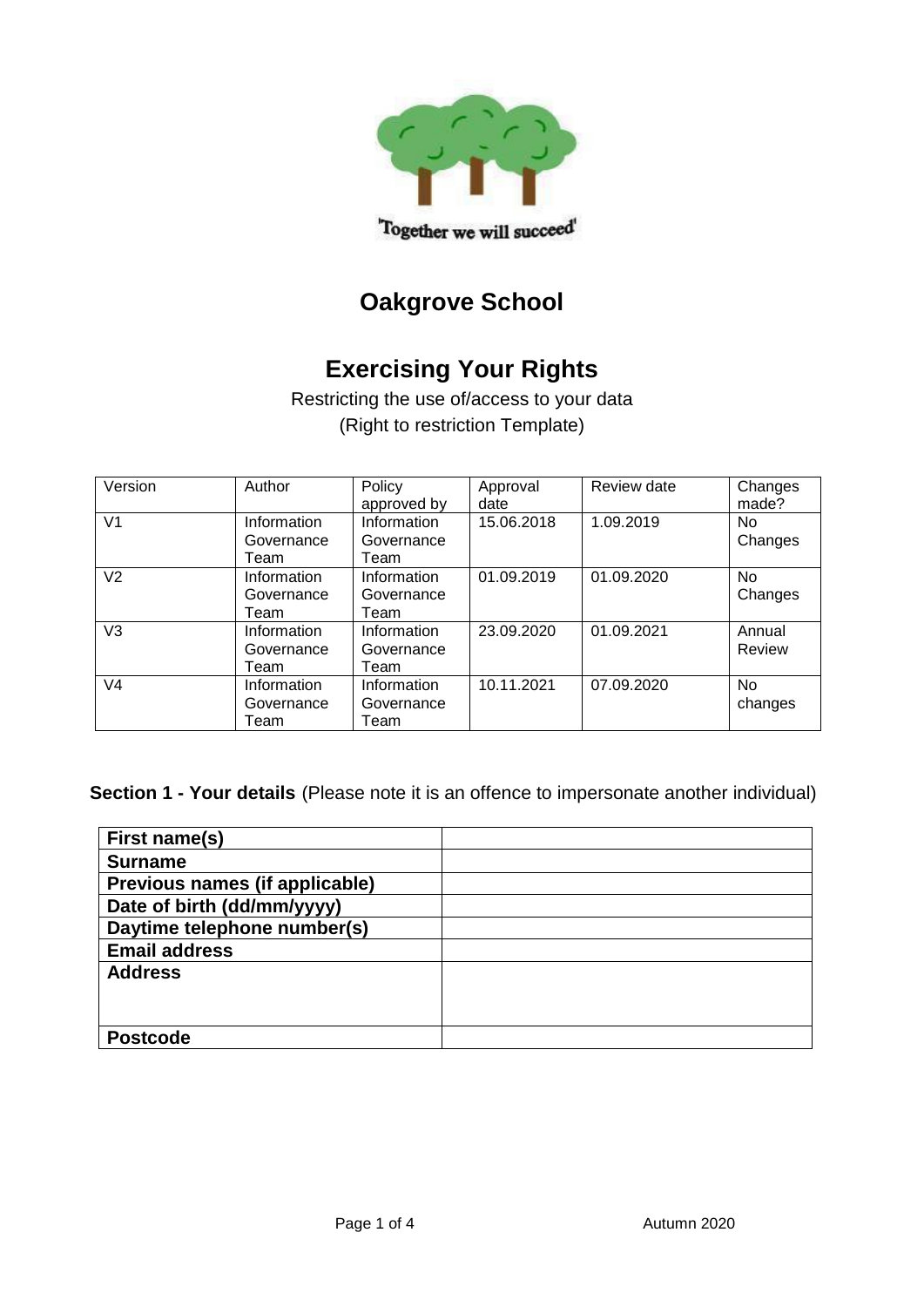'Together we will succeed'

# Oakgrove School

## Exercising Your Rights

Restricting the use of/access to your data
(Right to restriction Template)

| Version | Author | Policy approved by | Approval date | Review date | Changes made? |
|---|---|---|---|---|---|
| V1 | Information Governance Team | Information Governance Team | 15.06.2018 | 1.09.2019 | No Changes |
| V2 | Information Governance Team | Information Governance Team | 01.09.2019 | 01.09.2020 | No Changes |
| V3 | Information Governance Team | Information Governance Team | 23.09.2020 | 01.09.2021 | Annual Review |
| V4 | Information Governance Team | Information Governance Team | 10.11.2021 | 07.09.2020 | No changes |

**Section 1 - Your details** (Please note it is an offence to impersonate another individual)

| | |
|---|---|
| **First name(s)** | |
| **Surname** | |
| **Previous names (if applicable)** | |
| **Date of birth (dd/mm/yyyy)** | |
| **Daytime telephone number(s)** | |
| **Email address** | |
| **Address** | |
| **Postcode** | |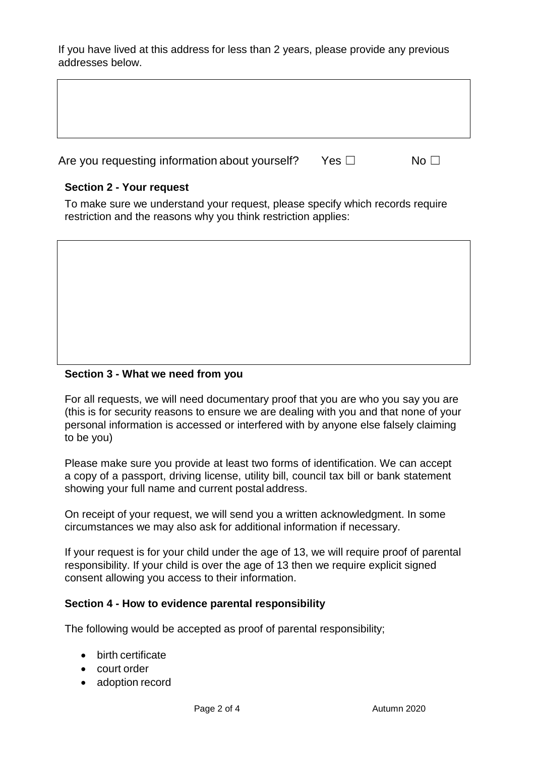If you have lived at this address for less than 2 years, please provide any previous addresses below.

Are you requesting information about yourself? Yes ☐ No ☐

### Section 2 - Your request

To make sure we understand your request, please specify which records require restriction and the reasons why you think restriction applies:

### Section 3 - What we need from you

For all requests, we will need documentary proof that you are who you say you are (this is for security reasons to ensure we are dealing with you and that none of your personal information is accessed or interfered with by anyone else falsely claiming to be you)

Please make sure you provide at least two forms of identification. We can accept a copy of a passport, driving license, utility bill, council tax bill or bank statement showing your full name and current postal address.

On receipt of your request, we will send you a written acknowledgment. In some circumstances we may also ask for additional information if necessary.

If your request is for your child under the age of 13, we will require proof of parental responsibility. If your child is over the age of 13 then we require explicit signed consent allowing you access to their information.

### Section 4 - How to evidence parental responsibility

The following would be accepted as proof of parental responsibility;

- birth certificate
- court order
- adoption record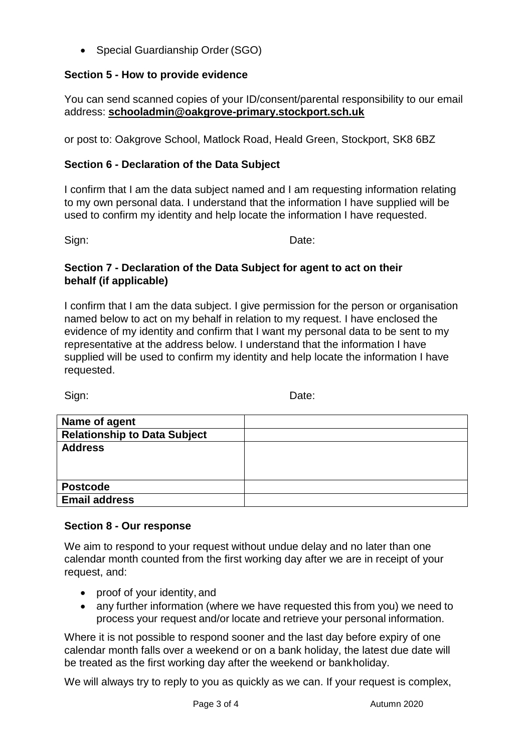- Special Guardianship Order (SGO)

**Section 5 - How to provide evidence**

You can send scanned copies of your ID/consent/parental responsibility to our email address: **schooladmin@oakgrove-primary.stockport.sch.uk**

or post to: Oakgrove School, Matlock Road, Heald Green, Stockport, SK8 6BZ

**Section 6 - Declaration of the Data Subject**

I confirm that I am the data subject named and I am requesting information relating to my own personal data. I understand that the information I have supplied will be used to confirm my identity and help locate the information I have requested.

Sign: Date:

**Section 7 - Declaration of the Data Subject for agent to act on their behalf (if applicable)**

I confirm that I am the data subject. I give permission for the person or organisation named below to act on my behalf in relation to my request. I have enclosed the evidence of my identity and confirm that I want my personal data to be sent to my representative at the address below. I understand that the information I have supplied will be used to confirm my identity and help locate the information I have requested.

Sign: Date:

| **Name of agent** | |
|---|---|
| **Relationship to Data Subject** | |
| **Address** | |
| **Postcode** | |
| **Email address** | |

**Section 8 - Our response**

We aim to respond to your request without undue delay and no later than one calendar month counted from the first working day after we are in receipt of your request, and:

- proof of your identity, and
- any further information (where we have requested this from you) we need to process your request and/or locate and retrieve your personal information.

Where it is not possible to respond sooner and the last day before expiry of one calendar month falls over a weekend or on a bank holiday, the latest due date will be treated as the first working day after the weekend or bank holiday.

We will always try to reply to you as quickly as we can. If your request is complex,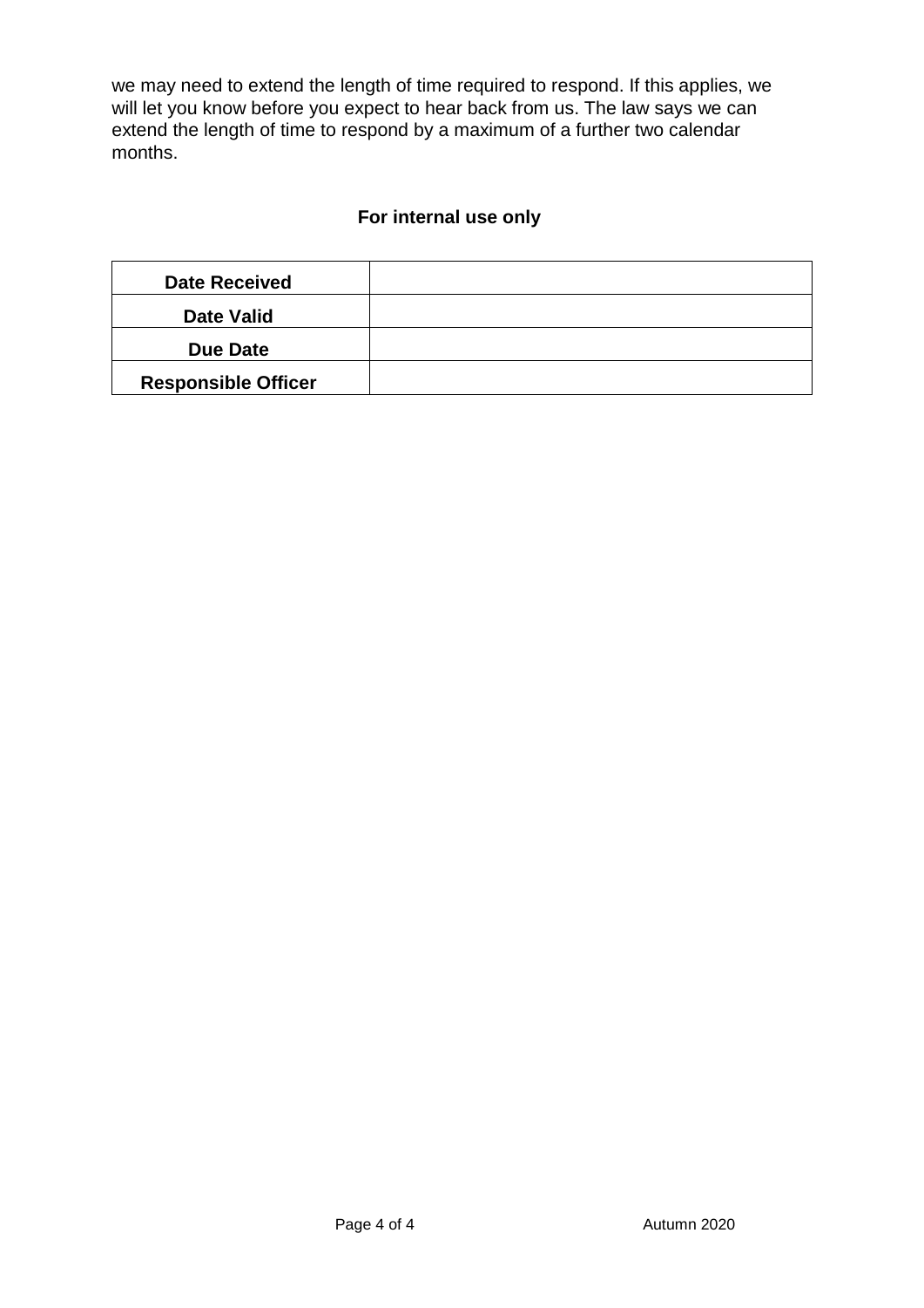we may need to extend the length of time required to respond. If this applies, we will let you know before you expect to hear back from us. The law says we can extend the length of time to respond by a maximum of a further two calendar months.

**For internal use only**

| | |
|---|---|
| **Date Received** | |
| **Date Valid** | |
| **Due Date** | |
| **Responsible Officer** | |

Autumn 2020